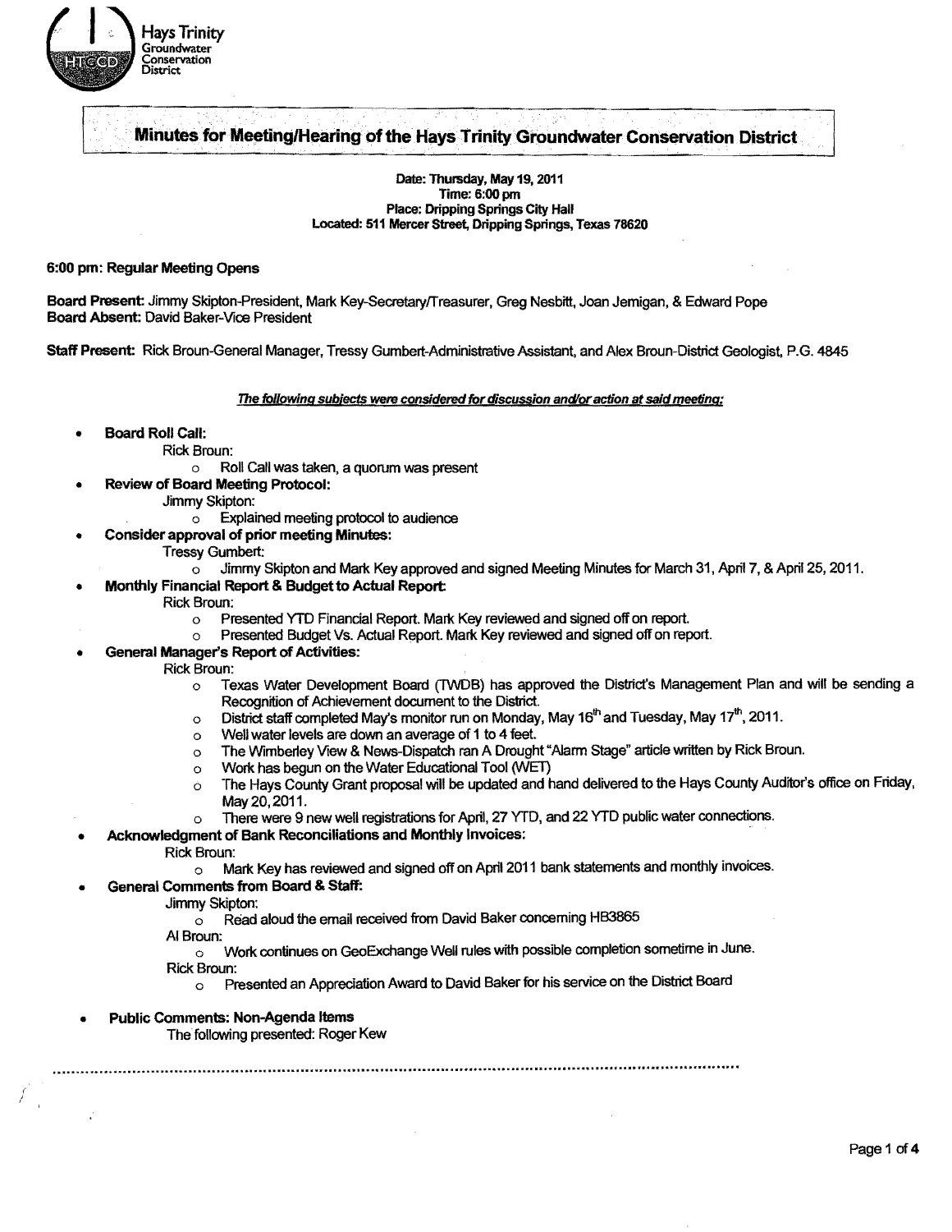Hays Trinity Groundwater Conservation District

# Minutes for Meeting/Hearing of the Hays Trinity Groundwater Conservation District

**Date: Thursday, May 19, 2011**
**Time: 6:00 pm**
**Place: Dripping Springs City Hall**
**Located: 511 Mercer Street, Dripping Springs, Texas 78620**

**6:00 pm: Regular Meeting Opens**

**Board Present:** Jimmy Skipton-President, Mark Key-Secretary/Treasurer, Greg Nesbitt, Joan Jemigan, & Edward Pope
**Board Absent:** David Baker-Vice President

**Staff Present:** Rick Broun-General Manager, Tressy Gumbert-Administrative Assistant, and Alex Broun-District Geologist, P.G. 4845

***The following subjects were considered for discussion and/or action at said meeting:***

- **Board Roll Call:**
  - Rick Broun:
    - Roll Call was taken, a quorum was present
- **Review of Board Meeting Protocol:**
  - Jimmy Skipton:
    - Explained meeting protocol to audience
- **Consider approval of prior meeting Minutes:**
  - Tressy Gumbert:
    - Jimmy Skipton and Mark Key approved and signed Meeting Minutes for March 31, April 7, & April 25, 2011.
- **Monthly Financial Report & Budget to Actual Report:**
  - Rick Broun:
    - Presented YTD Financial Report. Mark Key reviewed and signed off on report.
    - Presented Budget Vs. Actual Report. Mark Key reviewed and signed off on report.
- **General Manager's Report of Activities:**
  - Rick Broun:
    - Texas Water Development Board (TWDB) has approved the District's Management Plan and will be sending a Recognition of Achievement document to the District.
    - District staff completed May's monitor run on Monday, May 16th and Tuesday, May 17th, 2011.
    - Well water levels are down an average of 1 to 4 feet.
    - The Wimberley View & News-Dispatch ran A Drought "Alarm Stage" article written by Rick Broun.
    - Work has begun on the Water Educational Tool (WET)
    - The Hays County Grant proposal will be updated and hand delivered to the Hays County Auditor's office on Friday, May 20, 2011.
    - There were 9 new well registrations for April, 27 YTD, and 22 YTD public water connections.
- **Acknowledgment of Bank Reconciliations and Monthly Invoices:**
  - Rick Broun:
    - Mark Key has reviewed and signed off on April 2011 bank statements and monthly invoices.
- **General Comments from Board & Staff:**
  - Jimmy Skipton:
    - Read aloud the email received from David Baker concerning HB3865
  - Al Broun:
    - Work continues on GeoExchange Well rules with possible completion sometime in June.
  - Rick Broun:
    - Presented an Appreciation Award to David Baker for his service on the District Board
- **Public Comments: Non-Agenda Items**
  - The following presented: Roger Kew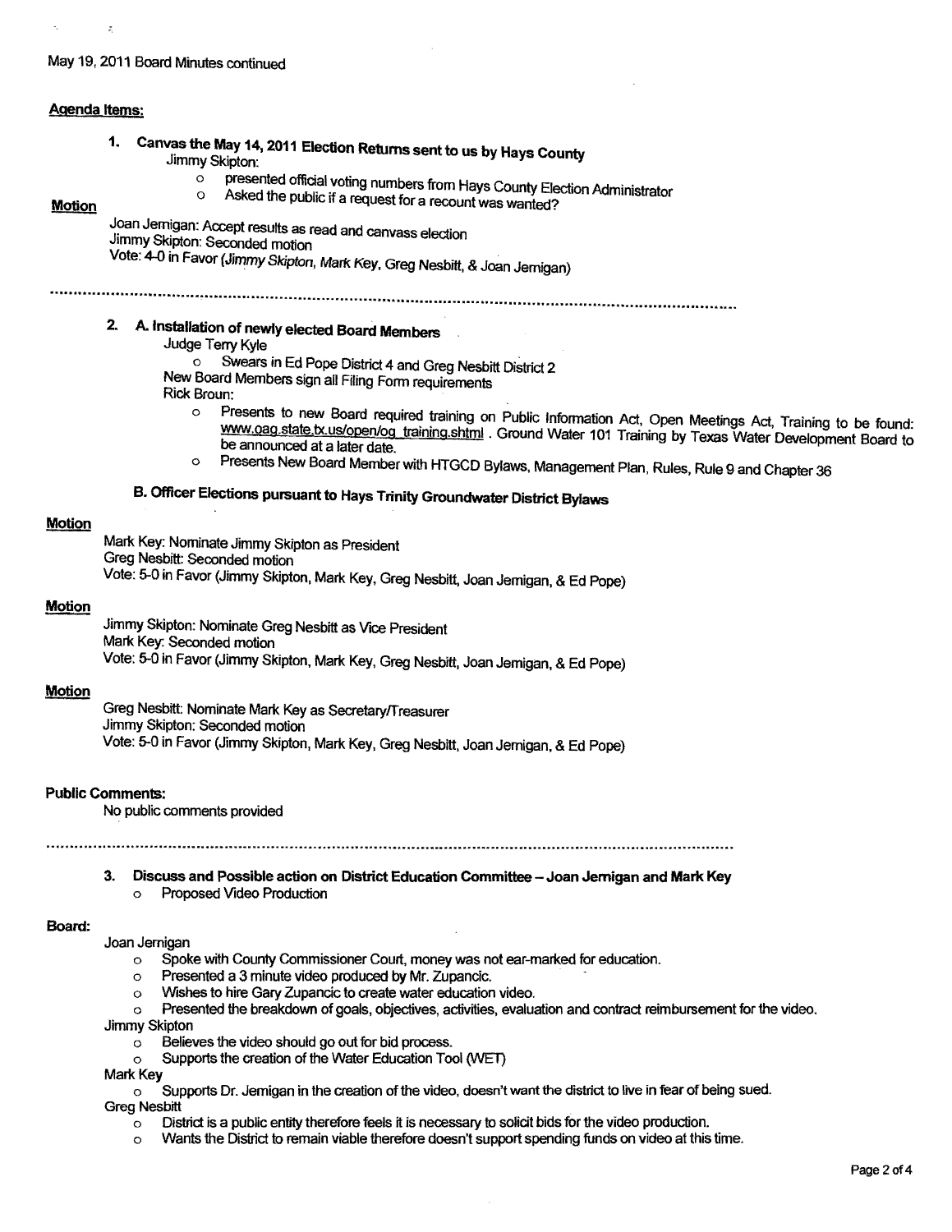May 19, 2011 Board Minutes continued

**Agenda Items:**

1. **Canvas the May 14, 2011 Election Returns sent to us by Hays County**
   Jimmy Skipton:
   - presented official voting numbers from Hays County Election Administrator
   - Asked the public if a request for a recount was wanted?

**Motion**

Joan Jernigan: Accept results as read and canvass election
Jimmy Skipton: Seconded motion
Vote: 4-0 in Favor (*Jimmy Skipton, Mark Key, Greg Nesbitt, & Joan Jernigan*)

2. **A. Installation of newly elected Board Members**
   Judge Terry Kyle
   - Swears in Ed Pope District 4 and Greg Nesbitt District 2

   New Board Members sign all Filing Form requirements
   Rick Broun:
   - Presents to new Board required training on Public Information Act, Open Meetings Act, Training to be found: www.oag.state.tx.us/open/og_training.shtml . Ground Water 101 Training by Texas Water Development Board to be announced at a later date.
   - Presents New Board Member with HTGCD Bylaws, Management Plan, Rules, Rule 9 and Chapter 36

   **B. Officer Elections pursuant to Hays Trinity Groundwater District Bylaws**

**Motion**

Mark Key: Nominate Jimmy Skipton as President
Greg Nesbitt: Seconded motion
Vote: 5-0 in Favor (Jimmy Skipton, Mark Key, Greg Nesbitt, Joan Jernigan, & Ed Pope)

**Motion**

Jimmy Skipton: Nominate Greg Nesbitt as Vice President
Mark Key: Seconded motion
Vote: 5-0 in Favor (Jimmy Skipton, Mark Key, Greg Nesbitt, Joan Jernigan, & Ed Pope)

**Motion**

Greg Nesbitt: Nominate Mark Key as Secretary/Treasurer
Jimmy Skipton: Seconded motion
Vote: 5-0 in Favor (Jimmy Skipton, Mark Key, Greg Nesbitt, Joan Jernigan, & Ed Pope)

**Public Comments:**

No public comments provided

3. **Discuss and Possible action on District Education Committee – Joan Jernigan and Mark Key**
   - Proposed Video Production

**Board:**

Joan Jernigan
- Spoke with County Commissioner Court, money was not ear-marked for education.
- Presented a 3 minute video produced by Mr. Zupancic.
- Wishes to hire Gary Zupancic to create water education video.
- Presented the breakdown of goals, objectives, activities, evaluation and contract reimbursement for the video.

Jimmy Skipton
- Believes the video should go out for bid process.
- Supports the creation of the Water Education Tool (WET)

Mark Key
- Supports Dr. Jernigan in the creation of the video, doesn't want the district to live in fear of being sued.

Greg Nesbitt
- District is a public entity therefore feels it is necessary to solicit bids for the video production.
- Wants the District to remain viable therefore doesn't support spending funds on video at this time.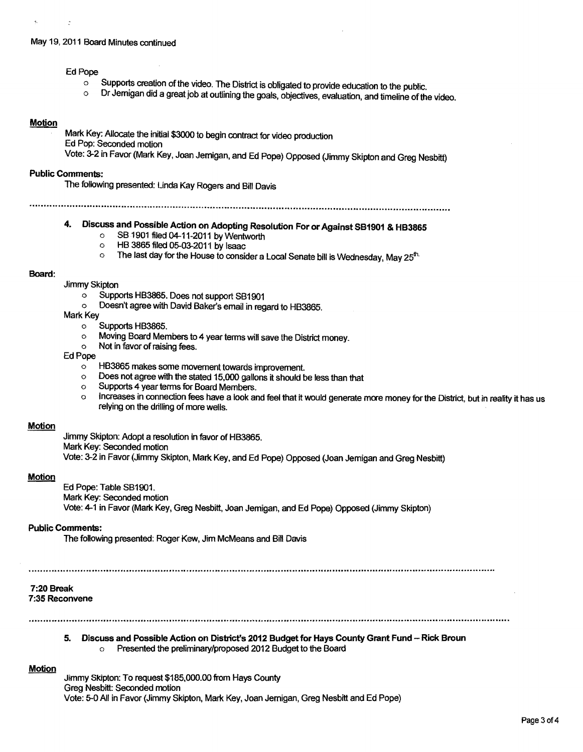May 19, 2011 Board Minutes continued

Ed Pope

- Supports creation of the video. The District is obligated to provide education to the public.
- Dr Jernigan did a great job at outlining the goals, objectives, evaluation, and timeline of the video.

**Motion**

Mark Key: Allocate the initial $3000 to begin contract for video production
Ed Pop: Seconded motion
Vote: 3-2 in Favor (Mark Key, Joan Jernigan, and Ed Pope) Opposed (Jimmy Skipton and Greg Nesbitt)

**Public Comments:**

The following presented: Linda Kay Rogers and Bill Davis

---

**4. Discuss and Possible Action on Adopting Resolution For or Against SB1901 & HB3865**

- SB 1901 filed 04-11-2011 by Wentworth
- HB 3865 filed 05-03-2011 by Isaac
- The last day for the House to consider a Local Senate bill is Wednesday, May 25th.

**Board:**

Jimmy Skipton

- Supports HB3865. Does not support SB1901
- Doesn't agree with David Baker's email in regard to HB3865.

Mark Key

- Supports HB3865.
- Moving Board Members to 4 year terms will save the District money.
- Not in favor of raising fees.

Ed Pope

- HB3865 makes some movement towards improvement.
- Does not agree with the stated 15,000 gallons it should be less than that
- Supports 4 year terms for Board Members.
- Increases in connection fees have a look and feel that it would generate more money for the District, but in reality it has us relying on the drilling of more wells.

**Motion**

Jimmy Skipton: Adopt a resolution in favor of HB3865.
Mark Key: Seconded motion
Vote: 3-2 in Favor (Jimmy Skipton, Mark Key, and Ed Pope) Opposed (Joan Jernigan and Greg Nesbitt)

**Motion**

Ed Pope: Table SB1901.
Mark Key: Seconded motion
Vote: 4-1 in Favor (Mark Key, Greg Nesbitt, Joan Jernigan, and Ed Pope) Opposed (Jimmy Skipton)

**Public Comments:**

The following presented: Roger Kew, Jim McMeans and Bill Davis

---

**7:20 Break**
**7:35 Reconvene**

---

**5. Discuss and Possible Action on District's 2012 Budget for Hays County Grant Fund – Rick Broun**

- Presented the preliminary/proposed 2012 Budget to the Board

**Motion**

Jimmy Skipton: To request $185,000.00 from Hays County
Greg Nesbitt: Seconded motion
Vote: 5-0 All in Favor (Jimmy Skipton, Mark Key, Joan Jernigan, Greg Nesbitt and Ed Pope)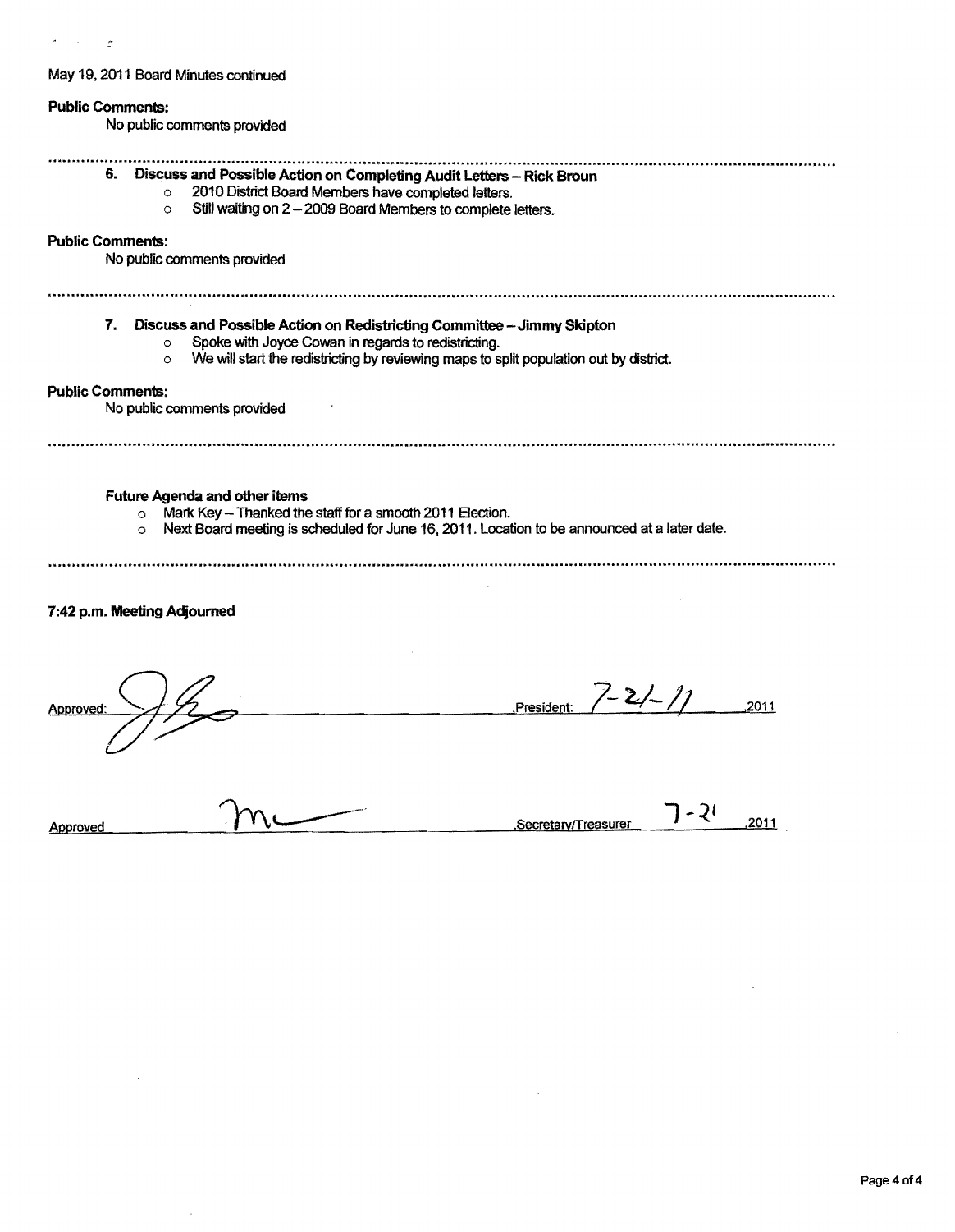May 19, 2011 Board Minutes continued

**Public Comments:**

No public comments provided

---

**6. Discuss and Possible Action on Completing Audit Letters – Rick Broun**

- 2010 District Board Members have completed letters.
- Still waiting on 2 – 2009 Board Members to complete letters.

**Public Comments:**

No public comments provided

---

**7. Discuss and Possible Action on Redistricting Committee – Jimmy Skipton**

- Spoke with Joyce Cowan in regards to redistricting.
- We will start the redistricting by reviewing maps to split population out by district.

**Public Comments:**

No public comments provided

---

**Future Agenda and other items**

- Mark Key – Thanked the staff for a smooth 2011 Election.
- Next Board meeting is scheduled for June 16, 2011. Location to be announced at a later date.

---

**7:42 p.m. Meeting Adjourned**

Approved: [signature], President: 7-21-11, 2011

Approved [signature], Secretary/Treasurer 7-21, 2011